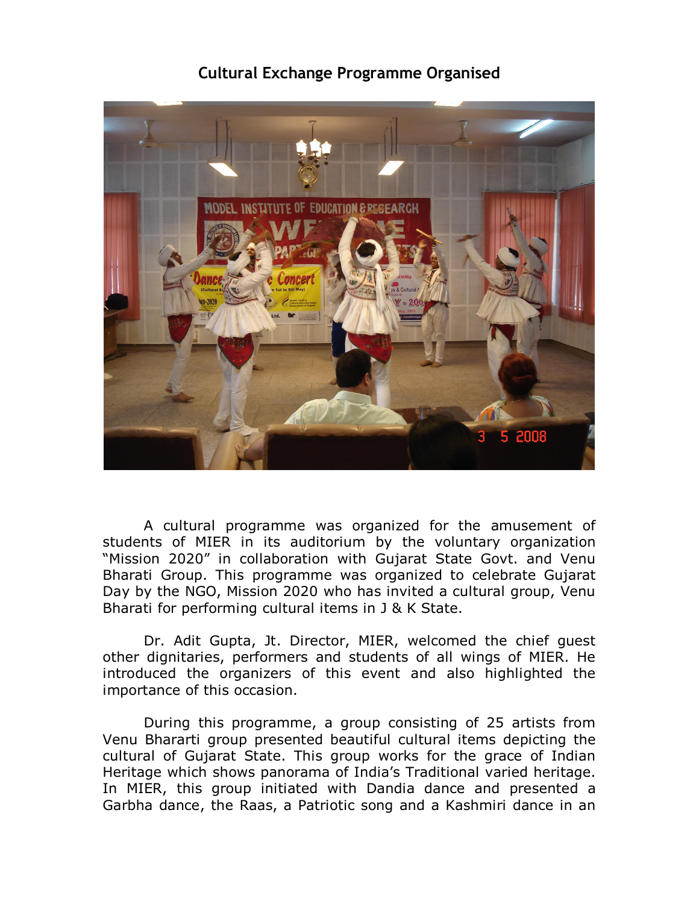# Cultural Exchange Programme Organised

A cultural programme was organized for the amusement of students of MIER in its auditorium by the voluntary organization "Mission 2020" in collaboration with Gujarat State Govt. and Venu Bharati Group. This programme was organized to celebrate Gujarat Day by the NGO, Mission 2020 who has invited a cultural group, Venu Bharati for performing cultural items in J & K State.

Dr. Adit Gupta, Jt. Director, MIER, welcomed the chief guest other dignitaries, performers and students of all wings of MIER. He introduced the organizers of this event and also highlighted the importance of this occasion.

During this programme, a group consisting of 25 artists from Venu Bhararti group presented beautiful cultural items depicting the cultural of Gujarat State. This group works for the grace of Indian Heritage which shows panorama of India's Traditional varied heritage. In MIER, this group initiated with Dandia dance and presented a Garbha dance, the Raas, a Patriotic song and a Kashmiri dance in an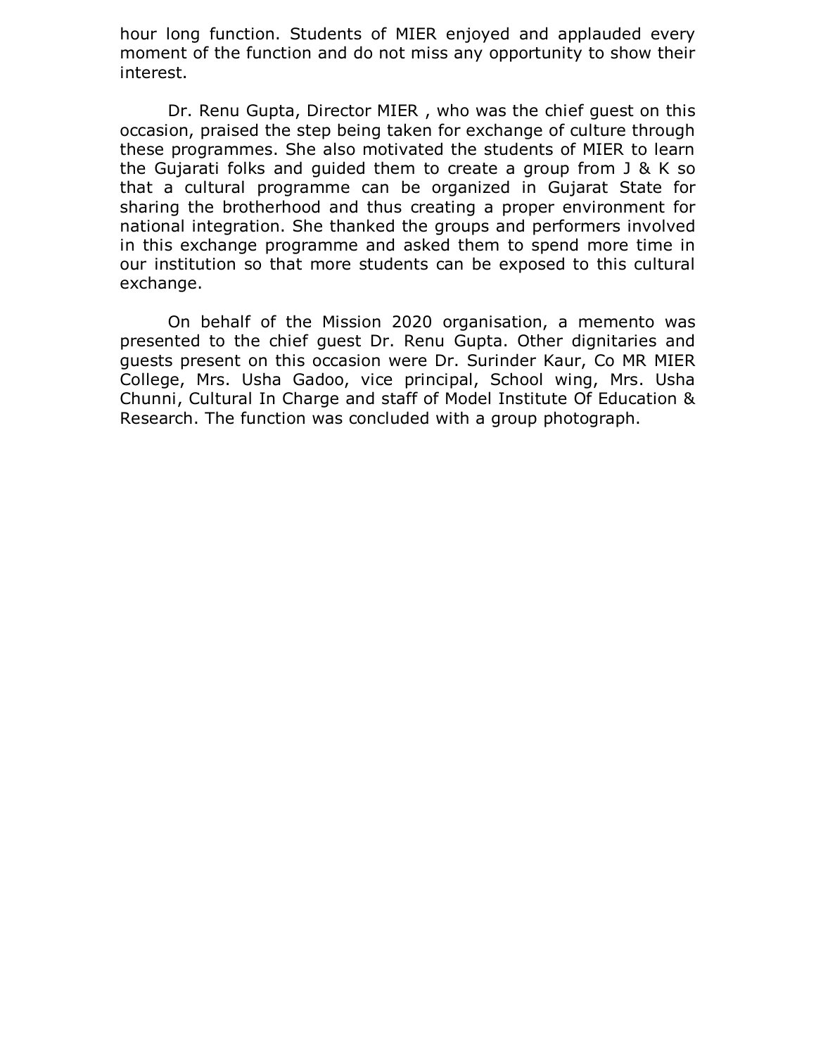hour long function. Students of MIER enjoyed and applauded every moment of the function and do not miss any opportunity to show their interest.

Dr. Renu Gupta, Director MIER , who was the chief guest on this occasion, praised the step being taken for exchange of culture through these programmes. She also motivated the students of MIER to learn the Gujarati folks and guided them to create a group from J & K so that a cultural programme can be organized in Gujarat State for sharing the brotherhood and thus creating a proper environment for national integration. She thanked the groups and performers involved in this exchange programme and asked them to spend more time in our institution so that more students can be exposed to this cultural exchange.

On behalf of the Mission 2020 organisation, a memento was presented to the chief guest Dr. Renu Gupta. Other dignitaries and guests present on this occasion were Dr. Surinder Kaur, Co MR MIER College, Mrs. Usha Gadoo, vice principal, School wing, Mrs. Usha Chunni, Cultural In Charge and staff of Model Institute Of Education & Research. The function was concluded with a group photograph.